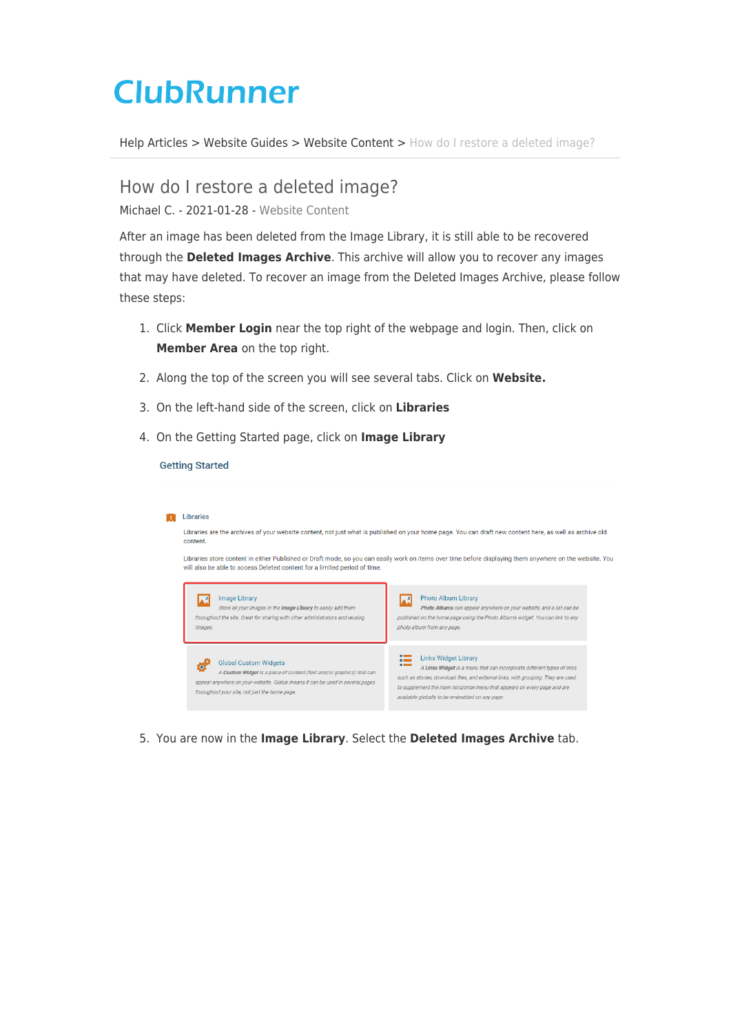# ClubRunner

Help Articles > Website Guides > Website Content > How do I restore a deleted image?

## How do I restore a deleted image?

Michael C. - 2021-01-28 - Website Content

After an image has been deleted from the Image Library, it is still able to be recovered through the **Deleted Images Archive**. This archive will allow you to recover any images that may have deleted. To recover an image from the Deleted Images Archive, please follow these steps:

1. Click **Member Login** near the top right of the webpage and login. Then, click on **Member Area** on the top right.
2. Along the top of the screen you will see several tabs. Click on **Website.**
3. On the left-hand side of the screen, click on **Libraries**
4. On the Getting Started page, click on **Image Library**

   Getting Started

   Libraries

   Libraries are the archives of your website content, not just what is published on your home page. You can draft new content here, as well as archive old content.

   Libraries store content in either Published or Draft mode, so you can easily work on items over time before displaying them anywhere on the website. You will also be able to access Deleted content for a limited period of time.

   Image Library — *Store all your images in the **Image Library** to easily add them throughout the site. Great for sharing with other administrators and reusing images.*

   Photo Album Library — ***Photo Albums** can appear anywhere on your website, and a list can be published on the home page using the Photo Albums widget. You can link to any photo album from any page.*

   Global Custom Widgets — *A **Custom Widget** is a piece of content (text and/or graphics) that can appear anywhere on your website. Global means it can be used in several pages throughout your site, not just the home page.*

   Links Widget Library — *A **Links Widget** is a menu that can incorporate different types of links such as stories, download files, and external links, with grouping. They are used to supplement the main horizontal menu that appears on every page and are available globally to be embedded on any page.*

5. You are now in the **Image Library**. Select the **Deleted Images Archive** tab.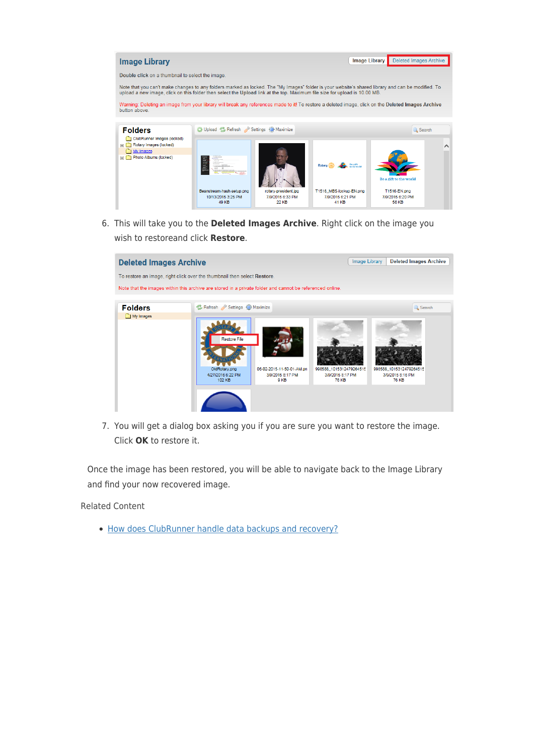6. This will take you to the **Deleted Images Archive**. Right click on the image you wish to restoreand click **Restore**.

7. You will get a dialog box asking you if you are sure you want to restore the image. Click **OK** to restore it.

Once the image has been restored, you will be able to navigate back to the Image Library and find your now recovered image.

Related Content

- How does ClubRunner handle data backups and recovery?